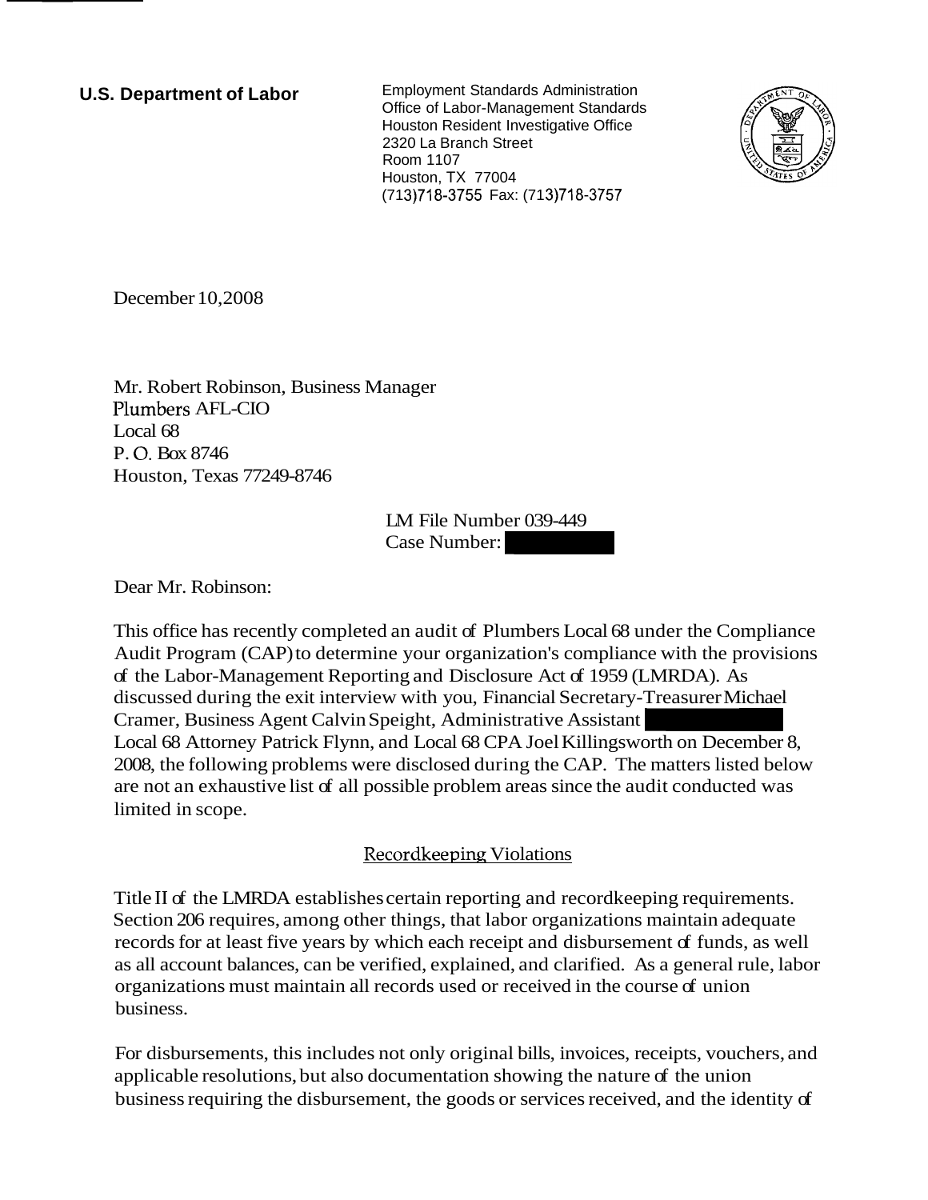**U.S. Department of Labor**

Employment Standards Administration
Office of Labor-Management Standards
Houston Resident Investigative Office
2320 La Branch Street
Room 1107
Houston, TX 77004
(713)718-3755 Fax: (713)718-3757

December 10,2008

Mr. Robert Robinson, Business Manager
Plumbers AFL-CIO
Local 68
P. O. Box 8746
Houston, Texas 77249-8746

LM File Number 039-449
Case Number:

Dear Mr. Robinson:

This office has recently completed an audit of Plumbers Local 68 under the Compliance Audit Program (CAP) to determine your organization's compliance with the provisions of the Labor-Management Reporting and Disclosure Act of 1959 (LMRDA). As discussed during the exit interview with you, Financial Secretary-Treasurer Michael Cramer, Business Agent Calvin Speight, Administrative Assistant Local 68 Attorney Patrick Flynn, and Local 68 CPA Joel Killingsworth on December 8, 2008, the following problems were disclosed during the CAP. The matters listed below are not an exhaustive list of all possible problem areas since the audit conducted was limited in scope.

## Recordkeeping Violations

Title II of the LMRDA establishes certain reporting and recordkeeping requirements. Section 206 requires, among other things, that labor organizations maintain adequate records for at least five years by which each receipt and disbursement of funds, as well as all account balances, can be verified, explained, and clarified. As a general rule, labor organizations must maintain all records used or received in the course of union business.

For disbursements, this includes not only original bills, invoices, receipts, vouchers, and applicable resolutions, but also documentation showing the nature of the union business requiring the disbursement, the goods or services received, and the identity of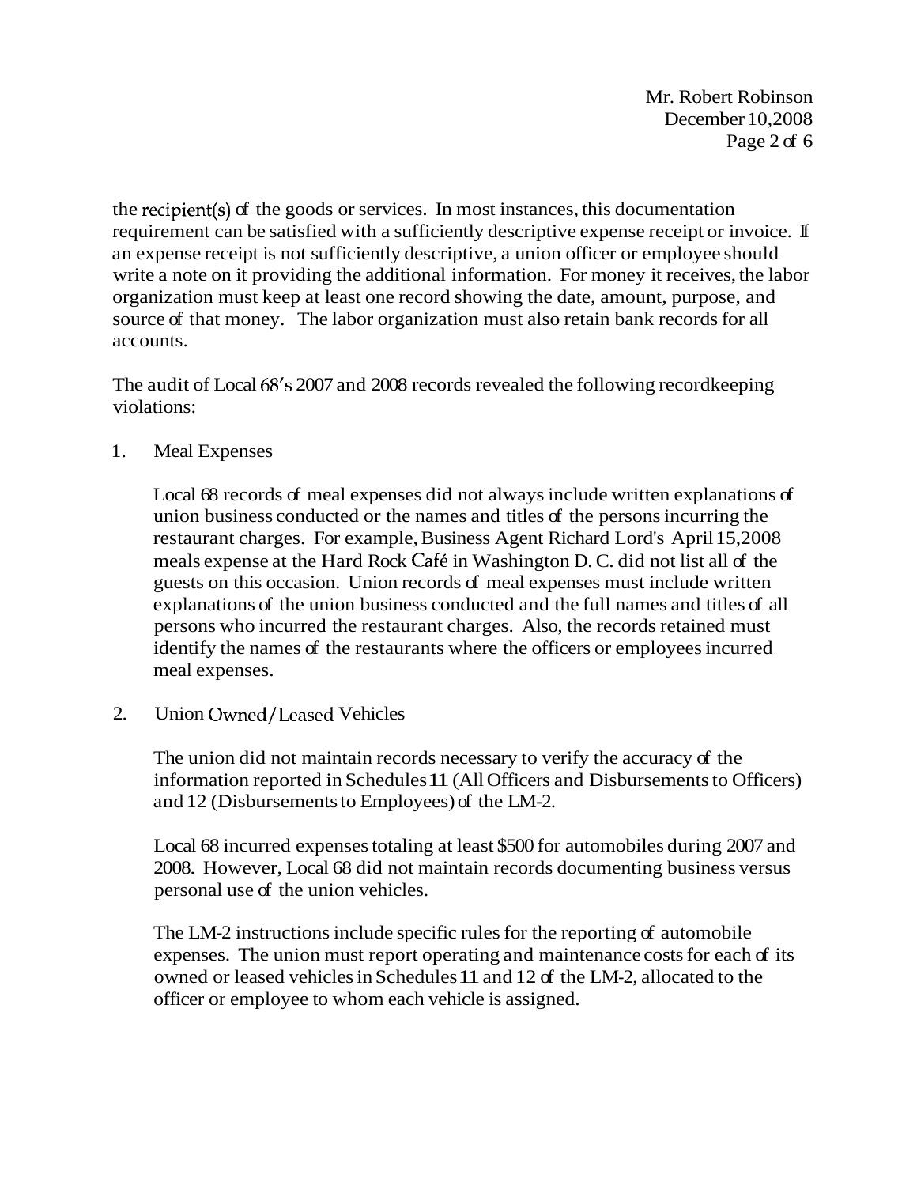the recipient(s) of the goods or services. In most instances, this documentation requirement can be satisfied with a sufficiently descriptive expense receipt or invoice. If an expense receipt is not sufficiently descriptive, a union officer or employee should write a note on it providing the additional information. For money it receives, the labor organization must keep at least one record showing the date, amount, purpose, and source of that money. The labor organization must also retain bank records for all accounts.

The audit of Local 68's 2007 and 2008 records revealed the following recordkeeping violations:

1. Meal Expenses

   Local 68 records of meal expenses did not always include written explanations of union business conducted or the names and titles of the persons incurring the restaurant charges. For example, Business Agent Richard Lord's April 15,2008 meals expense at the Hard Rock Café in Washington D. C. did not list all of the guests on this occasion. Union records of meal expenses must include written explanations of the union business conducted and the full names and titles of all persons who incurred the restaurant charges. Also, the records retained must identify the names of the restaurants where the officers or employees incurred meal expenses.

2. Union Owned/Leased Vehicles

   The union did not maintain records necessary to verify the accuracy of the information reported in Schedules 11 (All Officers and Disbursements to Officers) and 12 (Disbursements to Employees) of the LM-2.

   Local 68 incurred expenses totaling at least $500 for automobiles during 2007 and 2008. However, Local 68 did not maintain records documenting business versus personal use of the union vehicles.

   The LM-2 instructions include specific rules for the reporting of automobile expenses. The union must report operating and maintenance costs for each of its owned or leased vehicles in Schedules 11 and 12 of the LM-2, allocated to the officer or employee to whom each vehicle is assigned.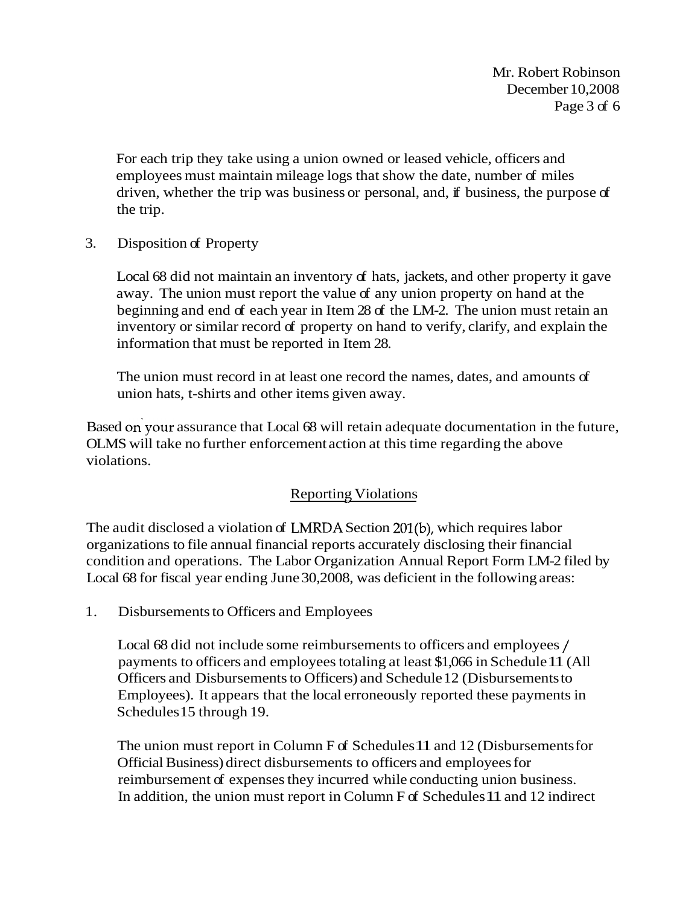For each trip they take using a union owned or leased vehicle, officers and employees must maintain mileage logs that show the date, number of miles driven, whether the trip was business or personal, and, if business, the purpose of the trip.

3. Disposition of Property

   Local 68 did not maintain an inventory of hats, jackets, and other property it gave away. The union must report the value of any union property on hand at the beginning and end of each year in Item 28 of the LM-2. The union must retain an inventory or similar record of property on hand to verify, clarify, and explain the information that must be reported in Item 28.

   The union must record in at least one record the names, dates, and amounts of union hats, t-shirts and other items given away.

Based on your assurance that Local 68 will retain adequate documentation in the future, OLMS will take no further enforcement action at this time regarding the above violations.

## Reporting Violations

The audit disclosed a violation of LMRDA Section 201(b), which requires labor organizations to file annual financial reports accurately disclosing their financial condition and operations. The Labor Organization Annual Report Form LM-2 filed by Local 68 for fiscal year ending June 30,2008, was deficient in the following areas:

1. Disbursements to Officers and Employees

   Local 68 did not include some reimbursements to officers and employees / payments to officers and employees totaling at least $1,066 in Schedule 11 (All Officers and Disbursements to Officers) and Schedule 12 (Disbursements to Employees). It appears that the local erroneously reported these payments in Schedules 15 through 19.

   The union must report in Column F of Schedules 11 and 12 (Disbursements for Official Business) direct disbursements to officers and employees for reimbursement of expenses they incurred while conducting union business. In addition, the union must report in Column F of Schedules 11 and 12 indirect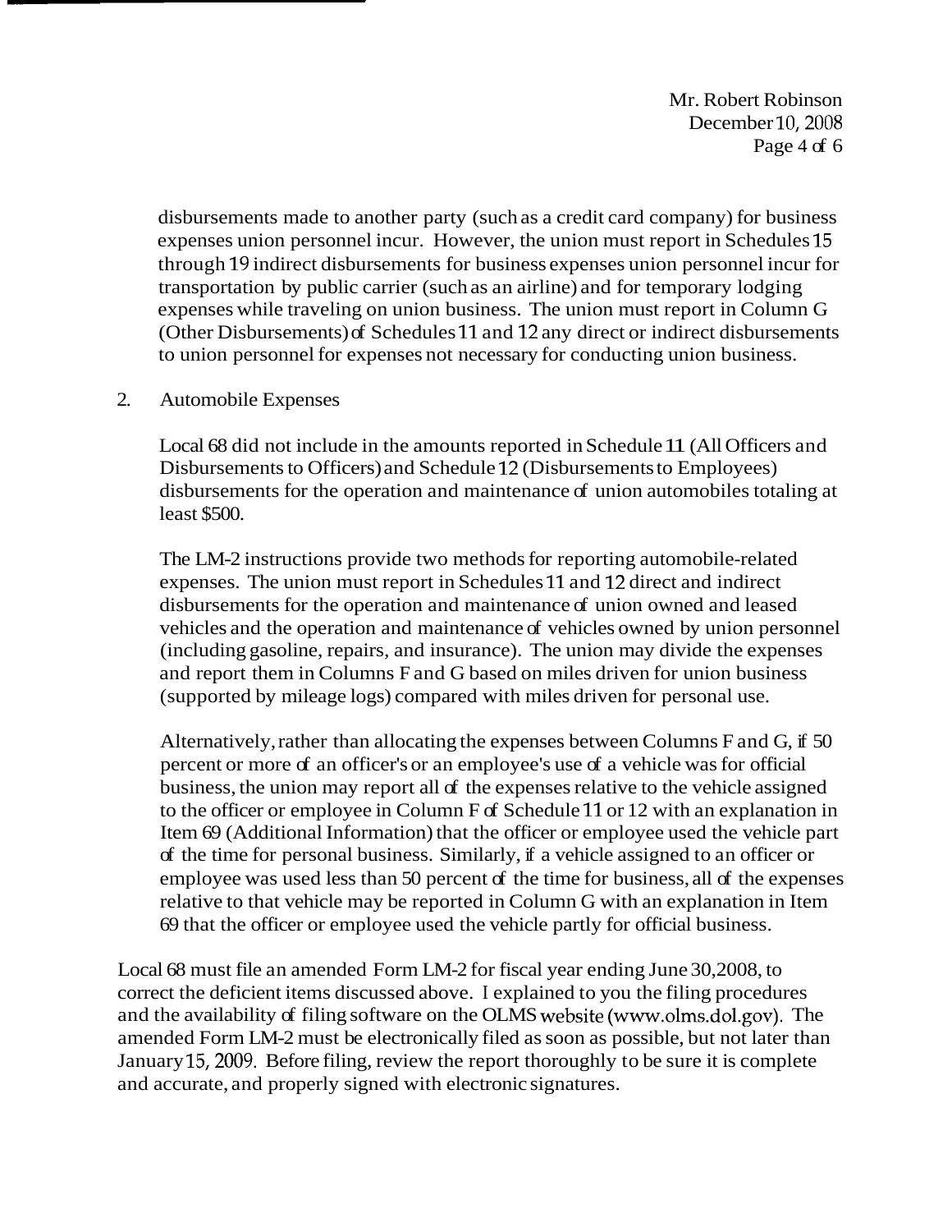disbursements made to another party (such as a credit card company) for business expenses union personnel incur. However, the union must report in Schedules 15 through 19 indirect disbursements for business expenses union personnel incur for transportation by public carrier (such as an airline) and for temporary lodging expenses while traveling on union business. The union must report in Column G (Other Disbursements) of Schedules 11 and 12 any direct or indirect disbursements to union personnel for expenses not necessary for conducting union business.

2. Automobile Expenses

   Local 68 did not include in the amounts reported in Schedule 11 (All Officers and Disbursements to Officers) and Schedule 12 (Disbursements to Employees) disbursements for the operation and maintenance of union automobiles totaling at least $500.

   The LM-2 instructions provide two methods for reporting automobile-related expenses. The union must report in Schedules 11 and 12 direct and indirect disbursements for the operation and maintenance of union owned and leased vehicles and the operation and maintenance of vehicles owned by union personnel (including gasoline, repairs, and insurance). The union may divide the expenses and report them in Columns F and G based on miles driven for union business (supported by mileage logs) compared with miles driven for personal use.

   Alternatively, rather than allocating the expenses between Columns F and G, if 50 percent or more of an officer's or an employee's use of a vehicle was for official business, the union may report all of the expenses relative to the vehicle assigned to the officer or employee in Column F of Schedule 11 or 12 with an explanation in Item 69 (Additional Information) that the officer or employee used the vehicle part of the time for personal business. Similarly, if a vehicle assigned to an officer or employee was used less than 50 percent of the time for business, all of the expenses relative to that vehicle may be reported in Column G with an explanation in Item 69 that the officer or employee used the vehicle partly for official business.

Local 68 must file an amended Form LM-2 for fiscal year ending June 30,2008, to correct the deficient items discussed above. I explained to you the filing procedures and the availability of filing software on the OLMS website (www.olms.dol.gov). The amended Form LM-2 must be electronically filed as soon as possible, but not later than January 15, 2009. Before filing, review the report thoroughly to be sure it is complete and accurate, and properly signed with electronic signatures.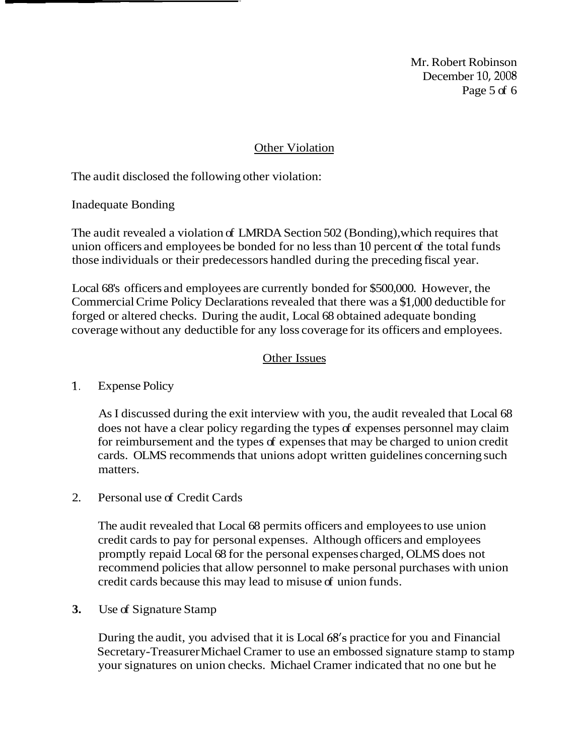## Other Violation

The audit disclosed the following other violation:

Inadequate Bonding

The audit revealed a violation of LMRDA Section 502 (Bonding), which requires that union officers and employees be bonded for no less than 10 percent of the total funds those individuals or their predecessors handled during the preceding fiscal year.

Local 68's officers and employees are currently bonded for $500,000. However, the Commercial Crime Policy Declarations revealed that there was a $1,000 deductible for forged or altered checks. During the audit, Local 68 obtained adequate bonding coverage without any deductible for any loss coverage for its officers and employees.

## Other Issues

1. Expense Policy

   As I discussed during the exit interview with you, the audit revealed that Local 68 does not have a clear policy regarding the types of expenses personnel may claim for reimbursement and the types of expenses that may be charged to union credit cards. OLMS recommends that unions adopt written guidelines concerning such matters.

2. Personal use of Credit Cards

   The audit revealed that Local 68 permits officers and employees to use union credit cards to pay for personal expenses. Although officers and employees promptly repaid Local 68 for the personal expenses charged, OLMS does not recommend policies that allow personnel to make personal purchases with union credit cards because this may lead to misuse of union funds.

3. Use of Signature Stamp

   During the audit, you advised that it is Local 68's practice for you and Financial Secretary-Treasurer Michael Cramer to use an embossed signature stamp to stamp your signatures on union checks. Michael Cramer indicated that no one but he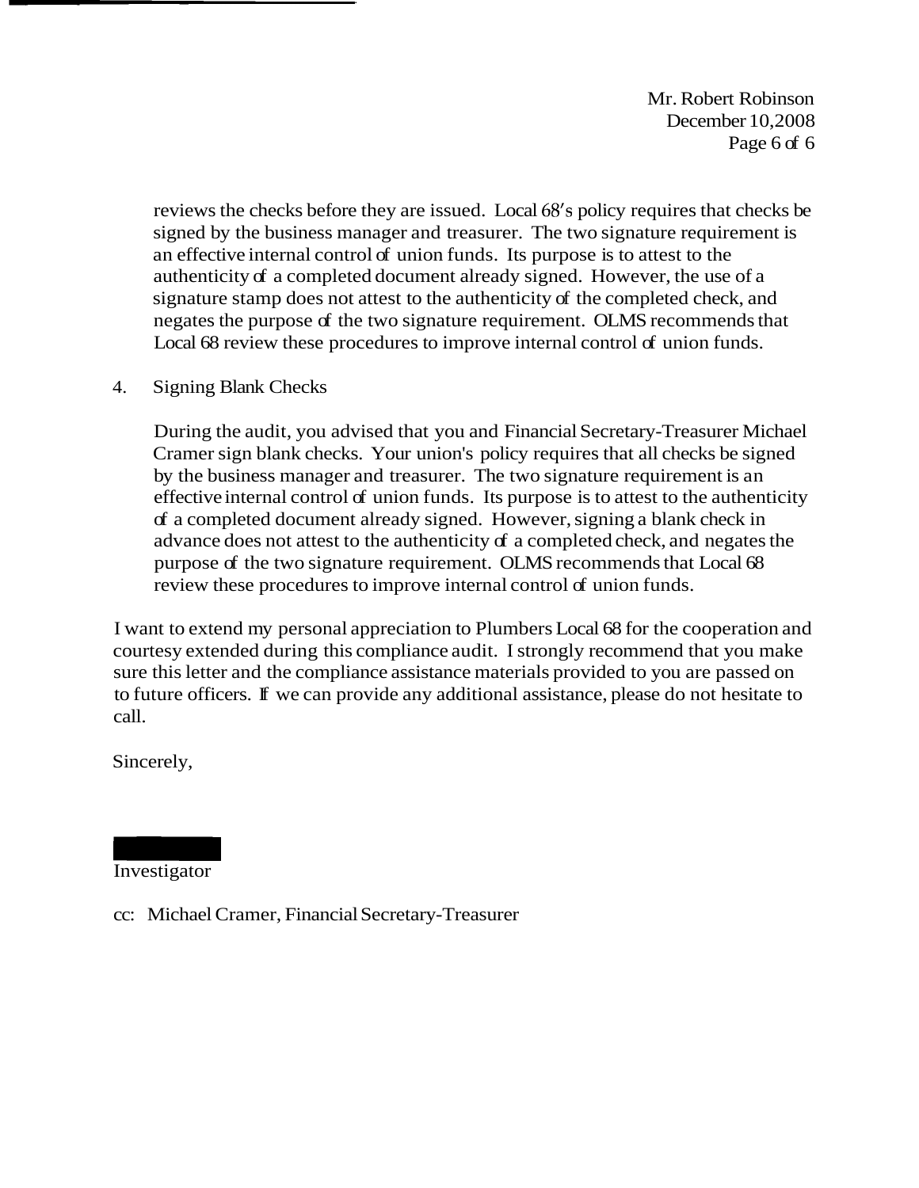reviews the checks before they are issued. Local 68's policy requires that checks be signed by the business manager and treasurer. The two signature requirement is an effective internal control of union funds. Its purpose is to attest to the authenticity of a completed document already signed. However, the use of a signature stamp does not attest to the authenticity of the completed check, and negates the purpose of the two signature requirement. OLMS recommends that Local 68 review these procedures to improve internal control of union funds.

4. Signing Blank Checks

   During the audit, you advised that you and Financial Secretary-Treasurer Michael Cramer sign blank checks. Your union's policy requires that all checks be signed by the business manager and treasurer. The two signature requirement is an effective internal control of union funds. Its purpose is to attest to the authenticity of a completed document already signed. However, signing a blank check in advance does not attest to the authenticity of a completed check, and negates the purpose of the two signature requirement. OLMS recommends that Local 68 review these procedures to improve internal control of union funds.

I want to extend my personal appreciation to Plumbers Local 68 for the cooperation and courtesy extended during this compliance audit. I strongly recommend that you make sure this letter and the compliance assistance materials provided to you are passed on to future officers. If we can provide any additional assistance, please do not hesitate to call.

Sincerely,

Investigator

cc: Michael Cramer, Financial Secretary-Treasurer